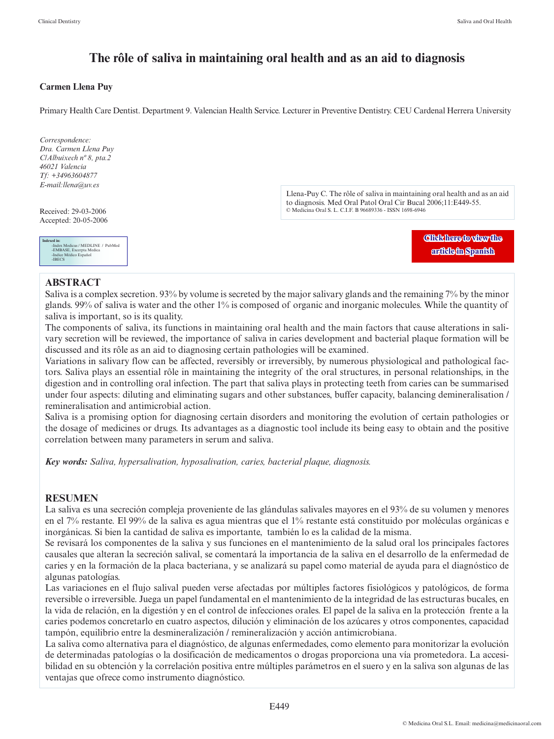# The rôle of saliva in maintaining oral health and as an aid to diagnosis

**Carmen Llena Puy**

Primary Health Care Dentist. Department 9. Valencian Health Service. Lecturer in Preventive Dentistry. CEU Cardenal Herrera University

*Correspondence:*
*Dra. Carmen Llena Puy*
*C/Albuixech nº 8, pta.2*
*46021 Valencia*
*Tf: +34963604877*
*E-mail:llena@uv.es*

Received: 29-03-2006
Accepted: 20-05-2006

Indexed in:
- Index Medicus / MEDLINE / PubMed
- EMBASE, Excerpta Medica
- Indice Médico Español
- IBECS

Llena-Puy C. The rôle of saliva in maintaining oral health and as an aid to diagnosis. Med Oral Patol Oral Cir Bucal 2006;11:E449-55.
© Medicina Oral S. L. C.I.F. B 96689336 - ISSN 1698-6946

Click here to view the article in Spanish

## ABSTRACT

Saliva is a complex secretion. 93% by volume is secreted by the major salivary glands and the remaining 7% by the minor glands. 99% of saliva is water and the other 1% is composed of organic and inorganic molecules. While the quantity of saliva is important, so is its quality.

The components of saliva, its functions in maintaining oral health and the main factors that cause alterations in salivary secretion will be reviewed, the importance of saliva in caries development and bacterial plaque formation will be discussed and its rôle as an aid to diagnosing certain pathologies will be examined.

Variations in salivary flow can be affected, reversibly or irreversibly, by numerous physiological and pathological factors. Saliva plays an essential rôle in maintaining the integrity of the oral structures, in personal relationships, in the digestion and in controlling oral infection. The part that saliva plays in protecting teeth from caries can be summarised under four aspects: diluting and eliminating sugars and other substances, buffer capacity, balancing demineralisation / remineralisation and antimicrobial action.

Saliva is a promising option for diagnosing certain disorders and monitoring the evolution of certain pathologies or the dosage of medicines or drugs. Its advantages as a diagnostic tool include its being easy to obtain and the positive correlation between many parameters in serum and saliva.

***Key words:*** *Saliva, hypersalivation, hyposalivation, caries, bacterial plaque, diagnosis.*

## RESUMEN

La saliva es una secreción compleja proveniente de las glándulas salivales mayores en el 93% de su volumen y menores en el 7% restante. El 99% de la saliva es agua mientras que el 1% restante está constituido por moléculas orgánicas e inorgánicas. Si bien la cantidad de saliva es importante, también lo es la calidad de la misma.

Se revisará los componentes de la saliva y sus funciones en el mantenimiento de la salud oral los principales factores causales que alteran la secreción salival, se comentará la importancia de la saliva en el desarrollo de la enfermedad de caries y en la formación de la placa bacteriana, y se analizará su papel como material de ayuda para el diagnóstico de algunas patologías.

Las variaciones en el flujo salival pueden verse afectadas por múltiples factores fisiológicos y patológicos, de forma reversible o irreversible. Juega un papel fundamental en el mantenimiento de la integridad de las estructuras bucales, en la vida de relación, en la digestión y en el control de infecciones orales. El papel de la saliva en la protección frente a la caries podemos concretarlo en cuatro aspectos, dilución y eliminación de los azúcares y otros componentes, capacidad tampón, equilibrio entre la desmineralización / remineralización y acción antimicrobiana.

La saliva como alternativa para el diagnóstico, de algunas enfermedades, como elemento para monitorizar la evolución de determinadas patologías o la dosificación de medicamentos o drogas proporciona una vía prometedora. La accesibilidad en su obtención y la correlación positiva entre múltiples parámetros en el suero y en la saliva son algunas de las ventajas que ofrece como instrumento diagnóstico.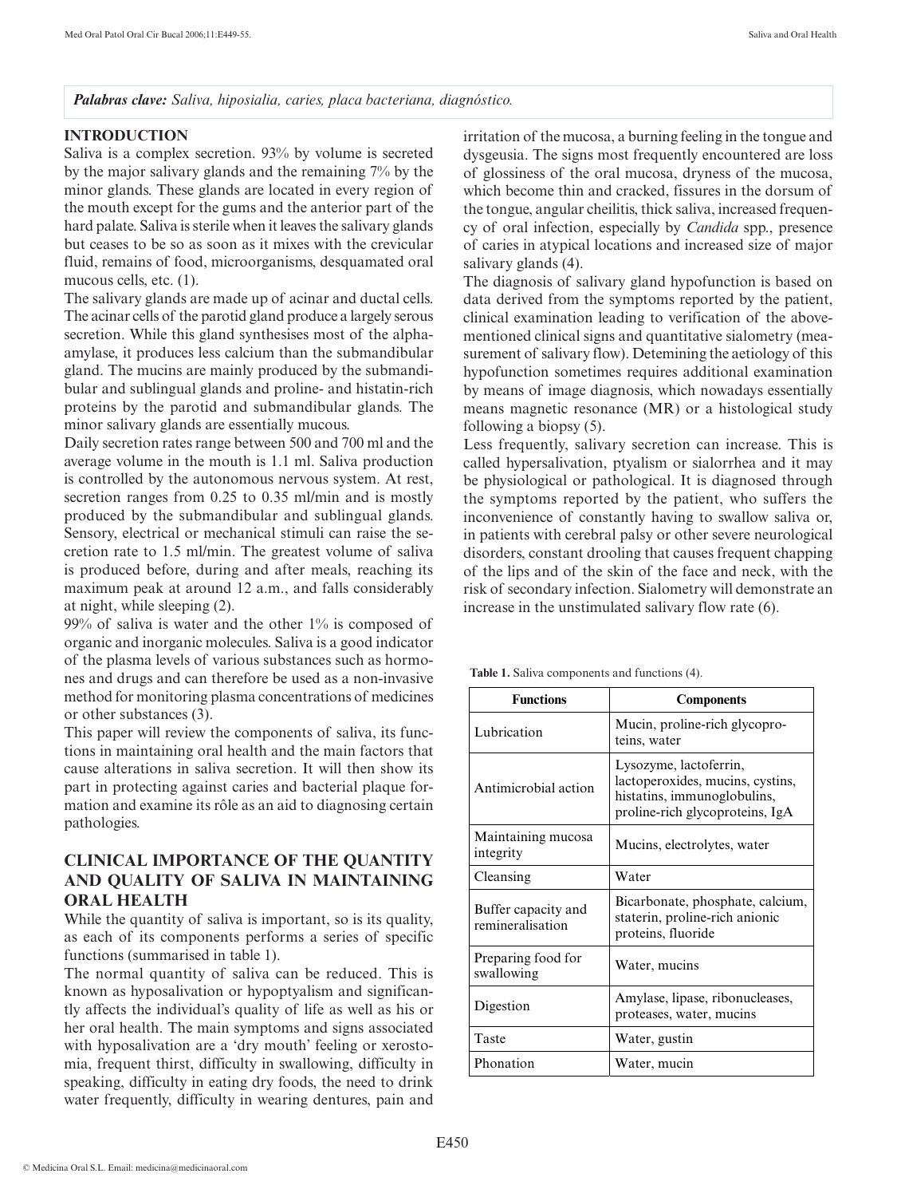*Palabras clave:* *Saliva, hiposialia, caries, placa bacteriana, diagnóstico.*

## INTRODUCTION

Saliva is a complex secretion. 93% by volume is secreted by the major salivary glands and the remaining 7% by the minor glands. These glands are located in every region of the mouth except for the gums and the anterior part of the hard palate. Saliva is sterile when it leaves the salivary glands but ceases to be so as soon as it mixes with the crevicular fluid, remains of food, microorganisms, desquamated oral mucous cells, etc. (1).

The salivary glands are made up of acinar and ductal cells. The acinar cells of the parotid gland produce a largely serous secretion. While this gland synthesises most of the alpha-amylase, it produces less calcium than the submandibular gland. The mucins are mainly produced by the submandibular and sublingual glands and proline- and histatin-rich proteins by the parotid and submandibular glands. The minor salivary glands are essentially mucous.

Daily secretion rates range between 500 and 700 ml and the average volume in the mouth is 1.1 ml. Saliva production is controlled by the autonomous nervous system. At rest, secretion ranges from 0.25 to 0.35 ml/min and is mostly produced by the submandibular and sublingual glands. Sensory, electrical or mechanical stimuli can raise the secretion rate to 1.5 ml/min. The greatest volume of saliva is produced before, during and after meals, reaching its maximum peak at around 12 a.m., and falls considerably at night, while sleeping (2).

99% of saliva is water and the other 1% is composed of organic and inorganic molecules. Saliva is a good indicator of the plasma levels of various substances such as hormones and drugs and can therefore be used as a non-invasive method for monitoring plasma concentrations of medicines or other substances (3).

This paper will review the components of saliva, its functions in maintaining oral health and the main factors that cause alterations in saliva secretion. It will then show its part in protecting against caries and bacterial plaque formation and examine its rôle as an aid to diagnosing certain pathologies.

## CLINICAL IMPORTANCE OF THE QUANTITY AND QUALITY OF SALIVA IN MAINTAINING ORAL HEALTH

While the quantity of saliva is important, so is its quality, as each of its components performs a series of specific functions (summarised in table 1).

The normal quantity of saliva can be reduced. This is known as hyposalivation or hypoptyalism and significantly affects the individual's quality of life as well as his or her oral health. The main symptoms and signs associated with hyposalivation are a 'dry mouth' feeling or xerostomia, frequent thirst, difficulty in swallowing, difficulty in speaking, difficulty in eating dry foods, the need to drink water frequently, difficulty in wearing dentures, pain and irritation of the mucosa, a burning feeling in the tongue and dysgeusia. The signs most frequently encountered are loss of glossiness of the oral mucosa, dryness of the mucosa, which become thin and cracked, fissures in the dorsum of the tongue, angular cheilitis, thick saliva, increased frequency of oral infection, especially by *Candida* spp., presence of caries in atypical locations and increased size of major salivary glands (4).

The diagnosis of salivary gland hypofunction is based on data derived from the symptoms reported by the patient, clinical examination leading to verification of the above-mentioned clinical signs and quantitative sialometry (measurement of salivary flow). Detemining the aetiology of this hypofunction sometimes requires additional examination by means of image diagnosis, which nowadays essentially means magnetic resonance (MR) or a histological study following a biopsy (5).

Less frequently, salivary secretion can increase. This is called hypersalivation, ptyalism or sialorrhea and it may be physiological or pathological. It is diagnosed through the symptoms reported by the patient, who suffers the inconvenience of constantly having to swallow saliva or, in patients with cerebral palsy or other severe neurological disorders, constant drooling that causes frequent chapping of the lips and of the skin of the face and neck, with the risk of secondary infection. Sialometry will demonstrate an increase in the unstimulated salivary flow rate (6).

**Table 1.** Saliva components and functions (4).

| Functions | Components |
|---|---|
| Lubrication | Mucin, proline-rich glycoproteins, water |
| Antimicrobial action | Lysozyme, lactoferrin, lactoperoxides, mucins, cystins, histatins, immunoglobulins, proline-rich glycoproteins, IgA |
| Maintaining mucosa integrity | Mucins, electrolytes, water |
| Cleansing | Water |
| Buffer capacity and remineralisation | Bicarbonate, phosphate, calcium, staterin, proline-rich anionic proteins, fluoride |
| Preparing food for swallowing | Water, mucins |
| Digestion | Amylase, lipase, ribonucleases, proteases, water, mucins |
| Taste | Water, gustin |
| Phonation | Water, mucin |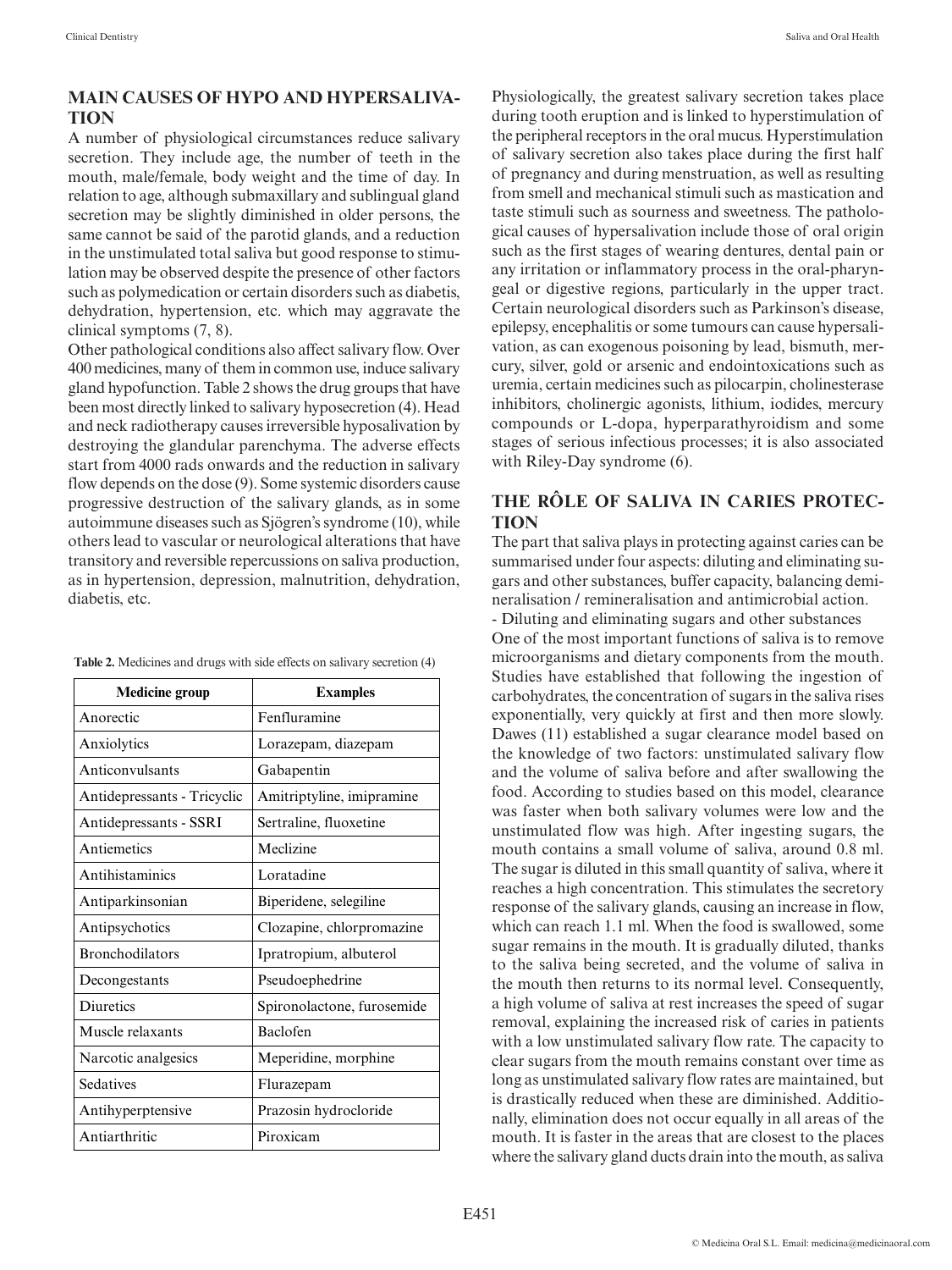## MAIN CAUSES OF HYPO AND HYPERSALIVATION

A number of physiological circumstances reduce salivary secretion. They include age, the number of teeth in the mouth, male/female, body weight and the time of day. In relation to age, although submaxillary and sublingual gland secretion may be slightly diminished in older persons, the same cannot be said of the parotid glands, and a reduction in the unstimulated total saliva but good response to stimulation may be observed despite the presence of other factors such as polymedication or certain disorders such as diabetis, dehydration, hypertension, etc. which may aggravate the clinical symptoms (7, 8).

Other pathological conditions also affect salivary flow. Over 400 medicines, many of them in common use, induce salivary gland hypofunction. Table 2 shows the drug groups that have been most directly linked to salivary hyposecretion (4). Head and neck radiotherapy causes irreversible hyposalivation by destroying the glandular parenchyma. The adverse effects start from 4000 rads onwards and the reduction in salivary flow depends on the dose (9). Some systemic disorders cause progressive destruction of the salivary glands, as in some autoimmune diseases such as Sjögren's syndrome (10), while others lead to vascular or neurological alterations that have transitory and reversible repercussions on saliva production, as in hypertension, depression, malnutrition, dehydration, diabetis, etc.

**Table 2.** Medicines and drugs with side effects on salivary secretion (4)

| Medicine group | Examples |
|---|---|
| Anorectic | Fenfluramine |
| Anxiolytics | Lorazepam, diazepam |
| Anticonvulsants | Gabapentin |
| Antidepressants - Tricyclic | Amitriptyline, imipramine |
| Antidepressants - SSRI | Sertraline, fluoxetine |
| Antiemetics | Meclizine |
| Antihistaminics | Loratadine |
| Antiparkinsonian | Biperidene, selegiline |
| Antipsychotics | Clozapine, chlorpromazine |
| Bronchodilators | Ipratropium, albuterol |
| Decongestants | Pseudoephedrine |
| Diuretics | Spironolactone, furosemide |
| Muscle relaxants | Baclofen |
| Narcotic analgesics | Meperidine, morphine |
| Sedatives | Flurazepam |
| Antihyperptensive | Prazosin hydrocloride |
| Antiarthritic | Piroxicam |

Physiologically, the greatest salivary secretion takes place during tooth eruption and is linked to hyperstimulation of the peripheral receptors in the oral mucus. Hyperstimulation of salivary secretion also takes place during the first half of pregnancy and during menstruation, as well as resulting from smell and mechanical stimuli such as mastication and taste stimuli such as sourness and sweetness. The pathological causes of hypersalivation include those of oral origin such as the first stages of wearing dentures, dental pain or any irritation or inflammatory process in the oral-pharyngeal or digestive regions, particularly in the upper tract. Certain neurological disorders such as Parkinson's disease, epilepsy, encephalitis or some tumours can cause hypersalivation, as can exogenous poisoning by lead, bismuth, mercury, silver, gold or arsenic and endointoxications such as uremia, certain medicines such as pilocarpin, cholinesterase inhibitors, cholinergic agonists, lithium, iodides, mercury compounds or L-dopa, hyperparathyroidism and some stages of serious infectious processes; it is also associated with Riley-Day syndrome (6).

## THE RÔLE OF SALIVA IN CARIES PROTECTION

The part that saliva plays in protecting against caries can be summarised under four aspects: diluting and eliminating sugars and other substances, buffer capacity, balancing demineralisation / remineralisation and antimicrobial action.

- Diluting and eliminating sugars and other substances

One of the most important functions of saliva is to remove microorganisms and dietary components from the mouth. Studies have established that following the ingestion of carbohydrates, the concentration of sugars in the saliva rises exponentially, very quickly at first and then more slowly. Dawes (11) established a sugar clearance model based on the knowledge of two factors: unstimulated salivary flow and the volume of saliva before and after swallowing the food. According to studies based on this model, clearance was faster when both salivary volumes were low and the unstimulated flow was high. After ingesting sugars, the mouth contains a small volume of saliva, around 0.8 ml. The sugar is diluted in this small quantity of saliva, where it reaches a high concentration. This stimulates the secretory response of the salivary glands, causing an increase in flow, which can reach 1.1 ml. When the food is swallowed, some sugar remains in the mouth. It is gradually diluted, thanks to the saliva being secreted, and the volume of saliva in the mouth then returns to its normal level. Consequently, a high volume of saliva at rest increases the speed of sugar removal, explaining the increased risk of caries in patients with a low unstimulated salivary flow rate. The capacity to clear sugars from the mouth remains constant over time as long as unstimulated salivary flow rates are maintained, but is drastically reduced when these are diminished. Additionally, elimination does not occur equally in all areas of the mouth. It is faster in the areas that are closest to the places where the salivary gland ducts drain into the mouth, as saliva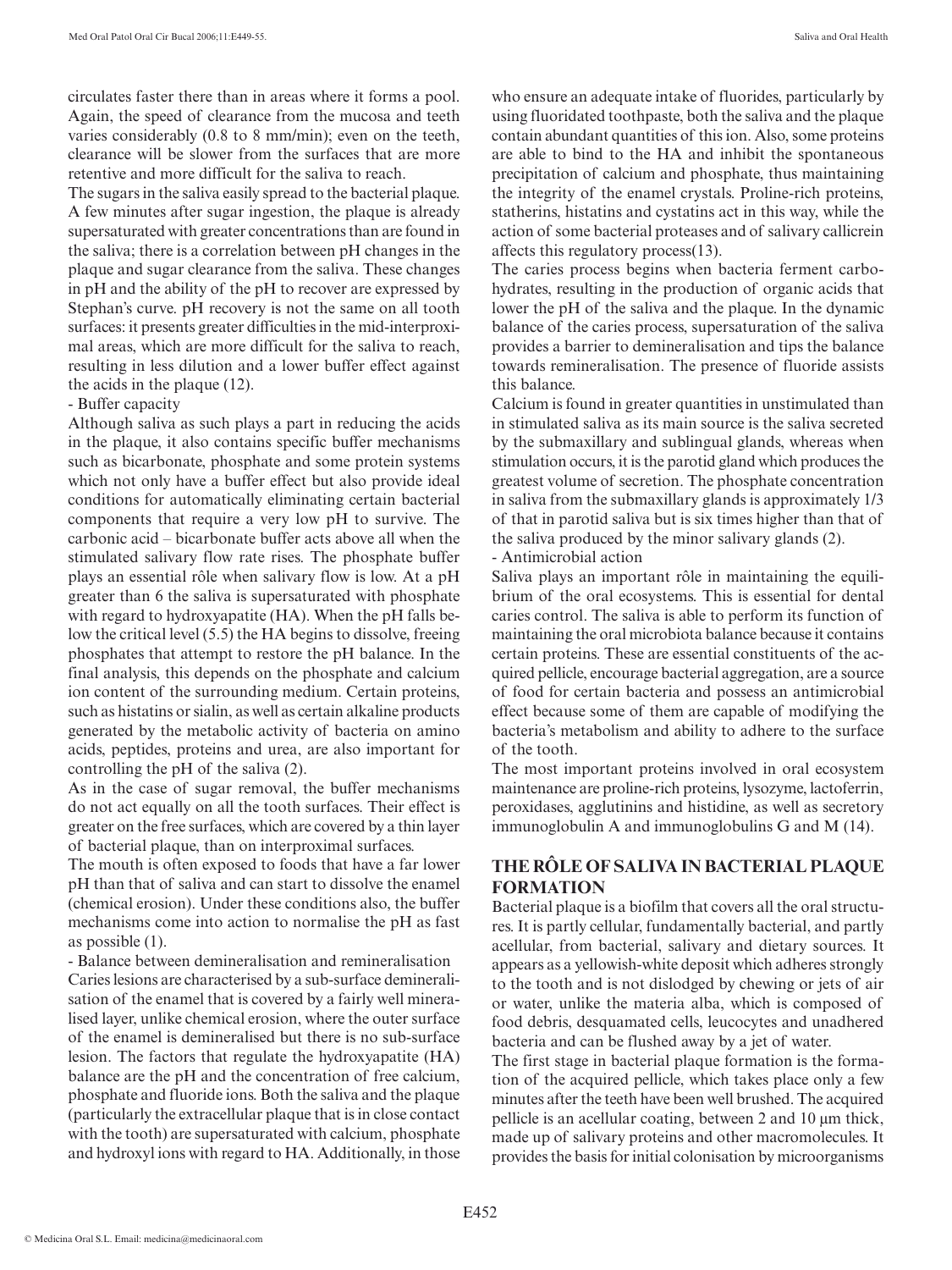circulates faster there than in areas where it forms a pool. Again, the speed of clearance from the mucosa and teeth varies considerably (0.8 to 8 mm/min); even on the teeth, clearance will be slower from the surfaces that are more retentive and more difficult for the saliva to reach.

The sugars in the saliva easily spread to the bacterial plaque. A few minutes after sugar ingestion, the plaque is already supersaturated with greater concentrations than are found in the saliva; there is a correlation between pH changes in the plaque and sugar clearance from the saliva. These changes in pH and the ability of the pH to recover are expressed by Stephan's curve. pH recovery is not the same on all tooth surfaces: it presents greater difficulties in the mid-interproximal areas, which are more difficult for the saliva to reach, resulting in less dilution and a lower buffer effect against the acids in the plaque (12).

- Buffer capacity

Although saliva as such plays a part in reducing the acids in the plaque, it also contains specific buffer mechanisms such as bicarbonate, phosphate and some protein systems which not only have a buffer effect but also provide ideal conditions for automatically eliminating certain bacterial components that require a very low pH to survive. The carbonic acid – bicarbonate buffer acts above all when the stimulated salivary flow rate rises. The phosphate buffer plays an essential rôle when salivary flow is low. At a pH greater than 6 the saliva is supersaturated with phosphate with regard to hydroxyapatite (HA). When the pH falls below the critical level (5.5) the HA begins to dissolve, freeing phosphates that attempt to restore the pH balance. In the final analysis, this depends on the phosphate and calcium ion content of the surrounding medium. Certain proteins, such as histatins or sialin, as well as certain alkaline products generated by the metabolic activity of bacteria on amino acids, peptides, proteins and urea, are also important for controlling the pH of the saliva (2).

As in the case of sugar removal, the buffer mechanisms do not act equally on all the tooth surfaces. Their effect is greater on the free surfaces, which are covered by a thin layer of bacterial plaque, than on interproximal surfaces.

The mouth is often exposed to foods that have a far lower pH than that of saliva and can start to dissolve the enamel (chemical erosion). Under these conditions also, the buffer mechanisms come into action to normalise the pH as fast as possible (1).

- Balance between demineralisation and remineralisation

Caries lesions are characterised by a sub-surface demineralisation of the enamel that is covered by a fairly well mineralised layer, unlike chemical erosion, where the outer surface of the enamel is demineralised but there is no sub-surface lesion. The factors that regulate the hydroxyapatite (HA) balance are the pH and the concentration of free calcium, phosphate and fluoride ions. Both the saliva and the plaque (particularly the extracellular plaque that is in close contact with the tooth) are supersaturated with calcium, phosphate and hydroxyl ions with regard to HA. Additionally, in those who ensure an adequate intake of fluorides, particularly by using fluoridated toothpaste, both the saliva and the plaque contain abundant quantities of this ion. Also, some proteins are able to bind to the HA and inhibit the spontaneous precipitation of calcium and phosphate, thus maintaining the integrity of the enamel crystals. Proline-rich proteins, statherins, histatins and cystatins act in this way, while the action of some bacterial proteases and of salivary callicrein affects this regulatory process(13).

The caries process begins when bacteria ferment carbohydrates, resulting in the production of organic acids that lower the pH of the saliva and the plaque. In the dynamic balance of the caries process, supersaturation of the saliva provides a barrier to demineralisation and tips the balance towards remineralisation. The presence of fluoride assists this balance.

Calcium is found in greater quantities in unstimulated than in stimulated saliva as its main source is the saliva secreted by the submaxillary and sublingual glands, whereas when stimulation occurs, it is the parotid gland which produces the greatest volume of secretion. The phosphate concentration in saliva from the submaxillary glands is approximately 1/3 of that in parotid saliva but is six times higher than that of the saliva produced by the minor salivary glands (2).

- Antimicrobial action

Saliva plays an important rôle in maintaining the equilibrium of the oral ecosystems. This is essential for dental caries control. The saliva is able to perform its function of maintaining the oral microbiota balance because it contains certain proteins. These are essential constituents of the acquired pellicle, encourage bacterial aggregation, are a source of food for certain bacteria and possess an antimicrobial effect because some of them are capable of modifying the bacteria's metabolism and ability to adhere to the surface of the tooth.

The most important proteins involved in oral ecosystem maintenance are proline-rich proteins, lysozyme, lactoferrin, peroxidases, agglutinins and histidine, as well as secretory immunoglobulin A and immunoglobulins G and M (14).

## THE RÔLE OF SALIVA IN BACTERIAL PLAQUE FORMATION

Bacterial plaque is a biofilm that covers all the oral structures. It is partly cellular, fundamentally bacterial, and partly acellular, from bacterial, salivary and dietary sources. It appears as a yellowish-white deposit which adheres strongly to the tooth and is not dislodged by chewing or jets of air or water, unlike the materia alba, which is composed of food debris, desquamated cells, leucocytes and unadhered bacteria and can be flushed away by a jet of water.

The first stage in bacterial plaque formation is the formation of the acquired pellicle, which takes place only a few minutes after the teeth have been well brushed. The acquired pellicle is an acellular coating, between 2 and 10 µm thick, made up of salivary proteins and other macromolecules. It provides the basis for initial colonisation by microorganisms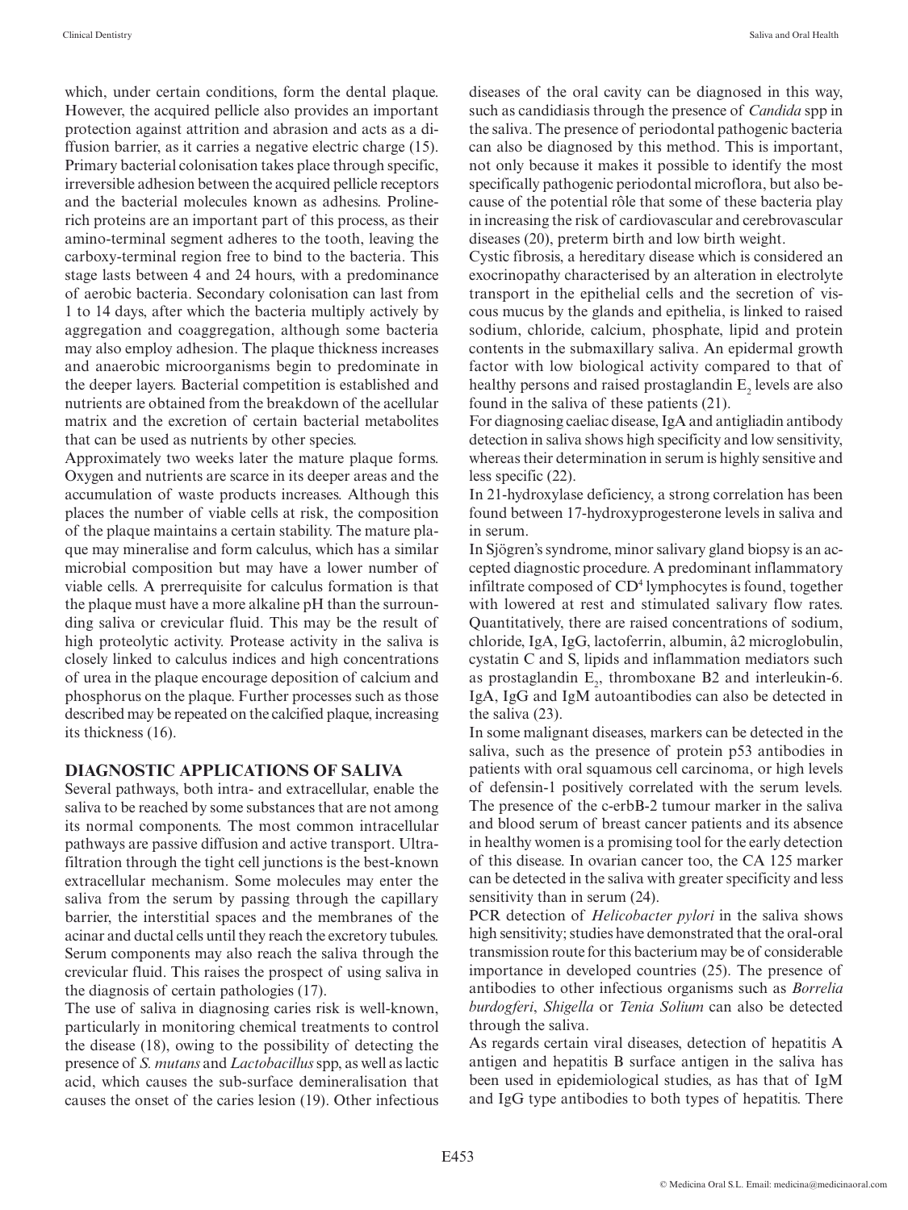which, under certain conditions, form the dental plaque. However, the acquired pellicle also provides an important protection against attrition and abrasion and acts as a diffusion barrier, as it carries a negative electric charge (15). Primary bacterial colonisation takes place through specific, irreversible adhesion between the acquired pellicle receptors and the bacterial molecules known as adhesins. Proline-rich proteins are an important part of this process, as their amino-terminal segment adheres to the tooth, leaving the carboxy-terminal region free to bind to the bacteria. This stage lasts between 4 and 24 hours, with a predominance of aerobic bacteria. Secondary colonisation can last from 1 to 14 days, after which the bacteria multiply actively by aggregation and coaggregation, although some bacteria may also employ adhesion. The plaque thickness increases and anaerobic microorganisms begin to predominate in the deeper layers. Bacterial competition is established and nutrients are obtained from the breakdown of the acellular matrix and the excretion of certain bacterial metabolites that can be used as nutrients by other species.

Approximately two weeks later the mature plaque forms. Oxygen and nutrients are scarce in its deeper areas and the accumulation of waste products increases. Although this places the number of viable cells at risk, the composition of the plaque maintains a certain stability. The mature plaque may mineralise and form calculus, which has a similar microbial composition but may have a lower number of viable cells. A prerrequisite for calculus formation is that the plaque must have a more alkaline pH than the surrounding saliva or crevicular fluid. This may be the result of high proteolytic activity. Protease activity in the saliva is closely linked to calculus indices and high concentrations of urea in the plaque encourage deposition of calcium and phosphorus on the plaque. Further processes such as those described may be repeated on the calcified plaque, increasing its thickness (16).

## DIAGNOSTIC APPLICATIONS OF SALIVA

Several pathways, both intra- and extracellular, enable the saliva to be reached by some substances that are not among its normal components. The most common intracellular pathways are passive diffusion and active transport. Ultrafiltration through the tight cell junctions is the best-known extracellular mechanism. Some molecules may enter the saliva from the serum by passing through the capillary barrier, the interstitial spaces and the membranes of the acinar and ductal cells until they reach the excretory tubules. Serum components may also reach the saliva through the crevicular fluid. This raises the prospect of using saliva in the diagnosis of certain pathologies (17).

The use of saliva in diagnosing caries risk is well-known, particularly in monitoring chemical treatments to control the disease (18), owing to the possibility of detecting the presence of *S. mutans* and *Lactobacillus* spp, as well as lactic acid, which causes the sub-surface demineralisation that causes the onset of the caries lesion (19). Other infectious diseases of the oral cavity can be diagnosed in this way, such as candidiasis through the presence of *Candida* spp in the saliva. The presence of periodontal pathogenic bacteria can also be diagnosed by this method. This is important, not only because it makes it possible to identify the most specifically pathogenic periodontal microflora, but also because of the potential rôle that some of these bacteria play in increasing the risk of cardiovascular and cerebrovascular diseases (20), preterm birth and low birth weight.

Cystic fibrosis, a hereditary disease which is considered an exocrinopathy characterised by an alteration in electrolyte transport in the epithelial cells and the secretion of viscous mucus by the glands and epithelia, is linked to raised sodium, chloride, calcium, phosphate, lipid and protein contents in the submaxillary saliva. An epidermal growth factor with low biological activity compared to that of healthy persons and raised prostaglandin $E_2$ levels are also found in the saliva of these patients (21).

For diagnosing caeliac disease, IgA and antigliadin antibody detection in saliva shows high specificity and low sensitivity, whereas their determination in serum is highly sensitive and less specific (22).

In 21-hydroxylase deficiency, a strong correlation has been found between 17-hydroxyprogesterone levels in saliva and in serum.

In Sjögren's syndrome, minor salivary gland biopsy is an accepted diagnostic procedure. A predominant inflammatory infiltrate composed of $CD^4$ lymphocytes is found, together with lowered at rest and stimulated salivary flow rates. Quantitatively, there are raised concentrations of sodium, chloride, IgA, IgG, lactoferrin, albumin, â2 microglobulin, cystatin C and S, lipids and inflammation mediators such as prostaglandin $E_2$, thromboxane B2 and interleukin-6. IgA, IgG and IgM autoantibodies can also be detected in the saliva (23).

In some malignant diseases, markers can be detected in the saliva, such as the presence of protein p53 antibodies in patients with oral squamous cell carcinoma, or high levels of defensin-1 positively correlated with the serum levels. The presence of the c-erbB-2 tumour marker in the saliva and blood serum of breast cancer patients and its absence in healthy women is a promising tool for the early detection of this disease. In ovarian cancer too, the CA 125 marker can be detected in the saliva with greater specificity and less sensitivity than in serum (24).

PCR detection of *Helicobacter pylori* in the saliva shows high sensitivity; studies have demonstrated that the oral-oral transmission route for this bacterium may be of considerable importance in developed countries (25). The presence of antibodies to other infectious organisms such as *Borrelia burdogferi*, *Shigella* or *Tenia Solium* can also be detected through the saliva.

As regards certain viral diseases, detection of hepatitis A antigen and hepatitis B surface antigen in the saliva has been used in epidemiological studies, as has that of IgM and IgG type antibodies to both types of hepatitis. There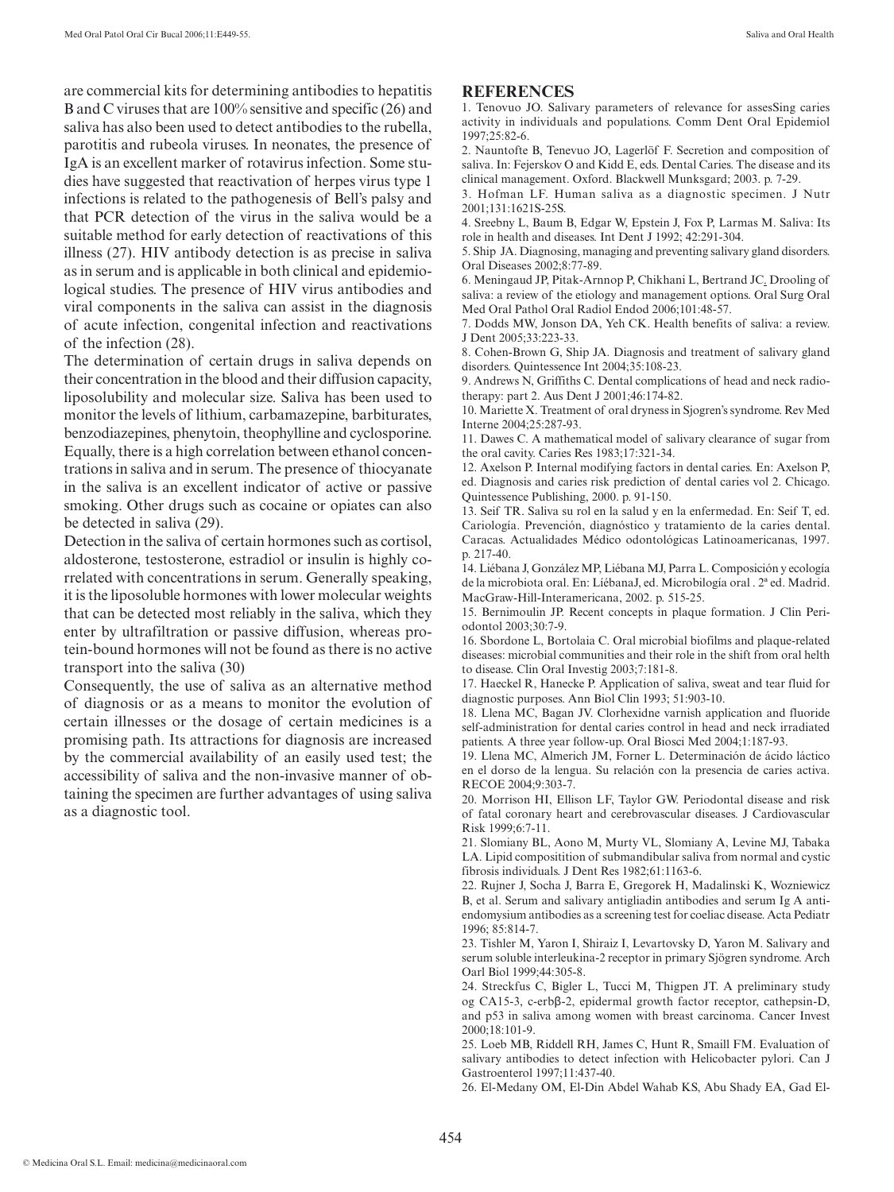are commercial kits for determining antibodies to hepatitis B and C viruses that are 100% sensitive and specific (26) and saliva has also been used to detect antibodies to the rubella, parotitis and rubeola viruses. In neonates, the presence of IgA is an excellent marker of rotavirus infection. Some studies have suggested that reactivation of herpes virus type 1 infections is related to the pathogenesis of Bell's palsy and that PCR detection of the virus in the saliva would be a suitable method for early detection of reactivations of this illness (27). HIV antibody detection is as precise in saliva as in serum and is applicable in both clinical and epidemiological studies. The presence of HIV virus antibodies and viral components in the saliva can assist in the diagnosis of acute infection, congenital infection and reactivations of the infection (28).

The determination of certain drugs in saliva depends on their concentration in the blood and their diffusion capacity, liposolubility and molecular size. Saliva has been used to monitor the levels of lithium, carbamazepine, barbiturates, benzodiazepines, phenytoin, theophylline and cyclosporine. Equally, there is a high correlation between ethanol concentrations in saliva and in serum. The presence of thiocyanate in the saliva is an excellent indicator of active or passive smoking. Other drugs such as cocaine or opiates can also be detected in saliva (29).

Detection in the saliva of certain hormones such as cortisol, aldosterone, testosterone, estradiol or insulin is highly correlated with concentrations in serum. Generally speaking, it is the liposoluble hormones with lower molecular weights that can be detected most reliably in the saliva, which they enter by ultrafiltration or passive diffusion, whereas protein-bound hormones will not be found as there is no active transport into the saliva (30)

Consequently, the use of saliva as an alternative method of diagnosis or as a means to monitor the evolution of certain illnesses or the dosage of certain medicines is a promising path. Its attractions for diagnosis are increased by the commercial availability of an easily used test; the accessibility of saliva and the non-invasive manner of obtaining the specimen are further advantages of using saliva as a diagnostic tool.

## REFERENCES

1. Tenovuo JO. Salivary parameters of relevance for assesSing caries activity in individuals and populations. Comm Dent Oral Epidemiol 1997;25:82-6.
2. Nauntofte B, Tenevuo JO, Lagerlöf F. Secretion and composition of saliva. In: Fejerskov O and Kidd E, eds. Dental Caries. The disease and its clinical management. Oxford. Blackwell Munksgard; 2003. p. 7-29.
3. Hofman LF. Human saliva as a diagnostic specimen. J Nutr 2001;131:1621S-25S.
4. Sreebny L, Baum B, Edgar W, Epstein J, Fox P, Larmas M. Saliva: Its role in health and diseases. Int Dent J 1992; 42:291-304.
5. Ship JA. Diagnosing, managing and preventing salivary gland disorders. Oral Diseases 2002;8:77-89.
6. Meningaud JP, Pitak-Arnnop P, Chikhani L, Bertrand JC. Drooling of saliva: a review of the etiology and management options. Oral Surg Oral Med Oral Pathol Oral Radiol Endod 2006;101:48-57.
7. Dodds MW, Jonson DA, Yeh CK. Health benefits of saliva: a review. J Dent 2005;33:223-33.
8. Cohen-Brown G, Ship JA. Diagnosis and treatment of salivary gland disorders. Quintessence Int 2004;35:108-23.
9. Andrews N, Griffiths C. Dental complications of head and neck radiotherapy: part 2. Aus Dent J 2001;46:174-82.
10. Mariette X. Treatment of oral dryness in Sjogren's syndrome. Rev Med Interne 2004;25:287-93.
11. Dawes C. A mathematical model of salivary clearance of sugar from the oral cavity. Caries Res 1983;17:321-34.
12. Axelson P. Internal modifying factors in dental caries. En: Axelson P, ed. Diagnosis and caries risk prediction of dental caries vol 2. Chicago. Quintessence Publishing, 2000. p. 91-150.
13. Seif TR. Saliva su rol en la salud y en la enfermedad. En: Seif T, ed. Cariología. Prevención, diagnóstico y tratamiento de la caries dental. Caracas. Actualidades Médico odontológicas Latinoamericanas, 1997. p. 217-40.
14. Liébana J, González MP, Liébana MJ, Parra L. Composición y ecología de la microbiota oral. En: LiébanaJ, ed. Microbiología oral . 2ª ed. Madrid. MacGraw-Hill-Interamericana, 2002. p. 515-25.
15. Bernimoulin JP. Recent concepts in plaque formation. J Clin Periodontol 2003;30:7-9.
16. Sbordone L, Bortolaia C. Oral microbial biofilms and plaque-related diseases: microbial communities and their role in the shift from oral helth to disease. Clin Oral Investig 2003;7:181-8.
17. Haeckel R, Hanecke P. Application of saliva, sweat and tear fluid for diagnostic purposes. Ann Biol Clin 1993; 51:903-10.
18. Llena MC, Bagan JV. Clorhexidne varnish application and fluoride self-administration for dental caries control in head and neck irradiated patients. A three year follow-up. Oral Biosci Med 2004;1:187-93.
19. Llena MC, Almerich JM, Forner L. Determinación de ácido láctico en el dorso de la lengua. Su relación con la presencia de caries activa. RECOE 2004;9:303-7.
20. Morrison HI, Ellison LF, Taylor GW. Periodontal disease and risk of fatal coronary heart and cerebrovascular diseases. J Cardiovascular Risk 1999;6:7-11.
21. Slomiany BL, Aono M, Murty VL, Slomiany A, Levine MJ, Tabaka LA. Lipid compositition of submandibular saliva from normal and cystic fibrosis individuals. J Dent Res 1982;61:1163-6.
22. Rujner J, Socha J, Barra E, Gregorek H, Madalinski K, Wozniewicz B, et al. Serum and salivary antigliadin antibodies and serum Ig A antiendomysium antibodies as a screening test for coeliac disease. Acta Pediatr 1996; 85:814-7.
23. Tishler M, Yaron I, Shiraiz I, Levartovsky D, Yaron M. Salivary and serum soluble interleukina-2 receptor in primary Sjögren syndrome. Arch Oarl Biol 1999;44:305-8.
24. Streckfus C, Bigler L, Tucci M, Thigpen JT. A preliminary study og CA15-3, c-erbβ-2, epidermal growth factor receptor, cathepsin-D, and p53 in saliva among women with breast carcinoma. Cancer Invest 2000;18:101-9.
25. Loeb MB, Riddell RH, James C, Hunt R, Smaill FM. Evaluation of salivary antibodies to detect infection with Helicobacter pylori. Can J Gastroenterol 1997;11:437-40.
26. El-Medany OM, El-Din Abdel Wahab KS, Abu Shady EA, Gad El-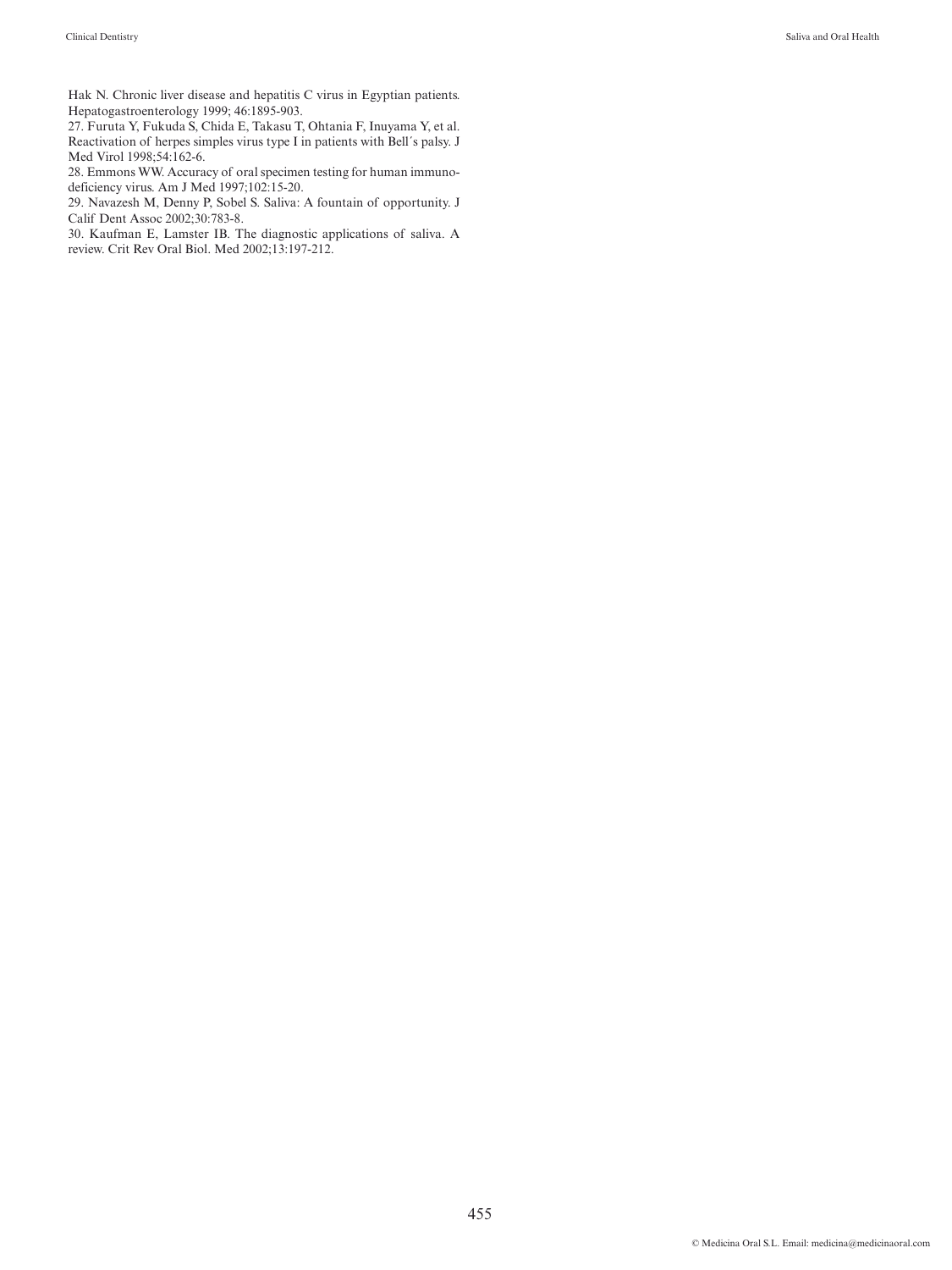Hak N. Chronic liver disease and hepatitis C virus in Egyptian patients. Hepatogastroenterology 1999; 46:1895-903.

27. Furuta Y, Fukuda S, Chida E, Takasu T, Ohtania F, Inuyama Y, et al. Reactivation of herpes simples virus type I in patients with Bell´s palsy. J Med Virol 1998;54:162-6.

28. Emmons WW. Accuracy of oral specimen testing for human immunodeficiency virus. Am J Med 1997;102:15-20.

29. Navazesh M, Denny P, Sobel S. Saliva: A fountain of opportunity. J Calif Dent Assoc 2002;30:783-8.

30. Kaufman E, Lamster IB. The diagnostic applications of saliva. A review. Crit Rev Oral Biol. Med 2002;13:197-212.